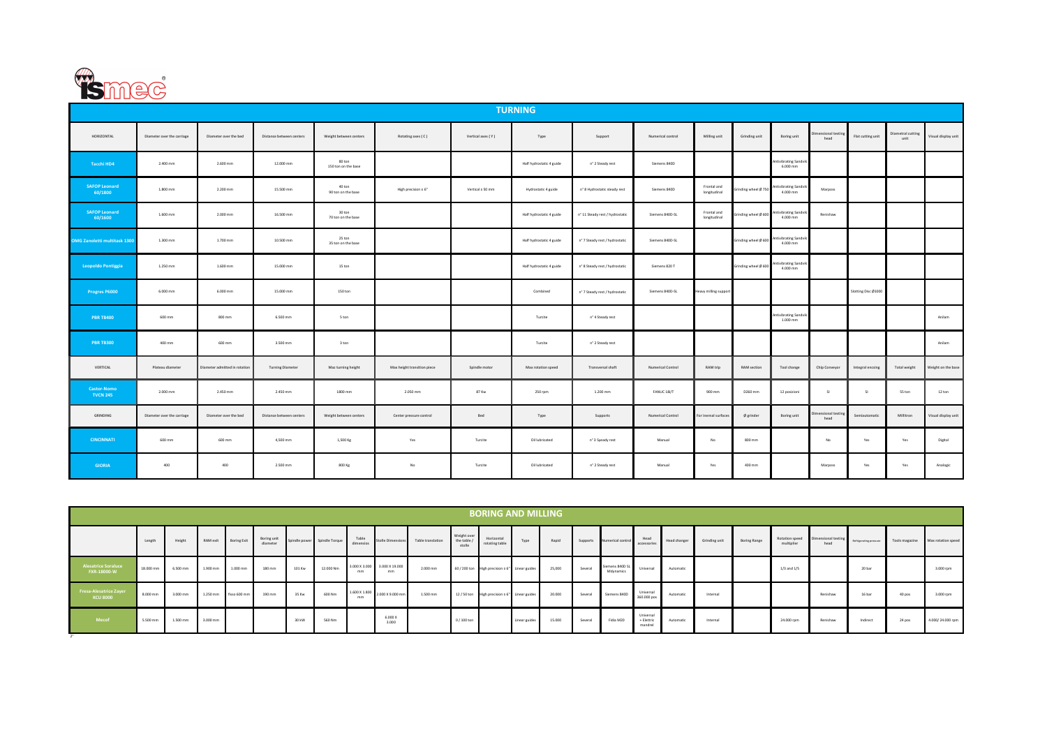# TURNING

| HORIZONTAL | Diameter over the carriage | Diameter over the bed | Distance between centers | Weight between centers | Rotating axes ( C ) | Vertical axes ( Y ) | Type | Support | Numerical control | Milling unit | Grinding unit | Boring unit | Dimensional testing head | Flat cutting unit | Diametral cutting unit | Visual display unit |
|---|---|---|---|---|---|---|---|---|---|---|---|---|---|---|---|---|
| Tacchi HD4 | 2.400 mm | 2.600 mm | 12.000 mm | 80 ton 150 ton on the base | | | Half hydrostatic 4 guide | n° 2 Steady rest | Siemens 840D | | | Antivibrating Sandvik 6.000 mm | | | | |
| SAFOP Leonard 60/1800 | 1.800 mm | 2.200 mm | 15.500 mm | 40 ton 90 ton on the base | High precision ≤ 6" | Vertical ± 50 mm | Hydrostatic 4 guide | n° 8 Hydrostatic steady rest | Siemens 840D | Frontal and longitudinal | Grinding wheel Ø 750 | Antivibrating Sandvik 4.000 mm | Marposs | | | |
| SAFOP Leonard 60/1600 | 1.600 mm | 2.000 mm | 16.500 mm | 30 ton 70 ton on the base | | | Half hydrostatic 4 guide | n° 11 Steady rest / hydrostatic | Siemens 840D-SL | Frontal and longitudinal | Grinding wheel Ø 600 | Antivibrating Sandvik 4.000 mm | Renishaw | | | |
| OMG Zanoletti multitask 1300 | 1.300 mm | 1.700 mm | 10.500 mm | 25 ton 35 ton on the base | | | Half hydrostatic 4 guide | n° 7 Steady rest / hydrostatic | Siemens 840D-SL | | Grinding wheel Ø 600 | Antivibrating Sandvik 4.000 mm | | | | |
| Leopoldo Pontiggia | 1.250 mm | 1.600 mm | 15.000 mm | 15 ton | | | Half hydrostatic 4 guide | n° 8 Steady rest / hydrostatic | Siemens 820 T | | Grinding wheel Ø 600 | Antivibrating Sandvik 4.000 mm | | | | |
| Progres P6000 | 6.000 mm | 6.000 mm | 15.000 mm | 150 ton | | | Combined | n° 7 Steady rest / hydrostatic | Siemens 840D-SL | Heavy milling support | | | | Slotting Disc Ø1000 | | |
| PBR T8400 | 600 mm | 800 mm | 6.500 mm | 5 ton | | | Turcite | n° 4 Steady rest | | | | Antivibrating Sandvik 1.000 mm | | | | Anilam |
| PBR T8300 | 400 mm | 600 mm | 3.500 mm | 3 ton | | | Turcite | n° 2 Steady rest | | | | | | | | Anilam |
| VERTICAL | Plateau diameter | Diameter admitted in rotation | Turning Diameter | Max turning height | Max height transition piece | Spindle motor | Max rotation speed | Transversal shaft | Numerical Control | RAM trip | RAM section | Tool change | Chip Conveyor | Integral encsing | Total weight | Weight on the base |
| Castor-Nomo TVCN 245 | 2.000 mm | 2.450 mm | 2.450 mm | 1800 mm | 2.050 mm | 87 Kw | 250 rpm | 1.200 mm | FANUC 18i/T | 900 mm | D260 mm | 12 posizioni | SI | SI | 55 ton | 12 ton |
| GRINDING | Diameter over the carriage | Diameter over the bed | Distance between centers | Weight between centers | Center pressure control | Bed | Type | Supports | Numerical Control | For inernal surfaces | Ø grinder | Boring unit | Dimensional testing head | Semiautomatic | Millitron | Visual display unit |
| CINCINNATI | 600 mm | 600 mm | 4,500 mm | 1,500 Kg | Yes | Turcite | Oil lubricated | n° 3 Steady rest | Manual | No | 800 mm | | No | Yes | Yes | Digital |
| GIORIA | 400 | 400 | 2.500 mm | 800 Kg | No | Turcite | Oil lubricated | n° 2 Steady rest | Manual | Yes | 400 mm | | Marposs | Yes | Yes | Analogic |

# BORING AND MILLING

| | Length | Height | RAM exit | Boring Exit | Boring unit diameter | Spindle power | Spindle Torque | Table dimensios | Stolle Dimensions | Table translation | Weight over the table / stolle | Horizontal rotating table | Type | Rapid | Supports | Numerical control | Head accessories | Head changer | Grinding unit | Boring Range | Rotation speed multiplier | Dimensional testing head | Refrigerating pressure | Tools magazine | Max rotation speed |
|---|---|---|---|---|---|---|---|---|---|---|---|---|---|---|---|---|---|---|---|---|---|---|---|---|---|
| Alesatrice Soraluce FXR-18000-W | 18.000 mm | 6.500 mm | 1.900 mm | 1.000 mm | 180 mm | 101 Kw | 12.000 Nm | 3.000 X 3.000 mm | 3.000 X 19.000 mm | 2.000 mm | 60 / 200 ton | High precision ≤ 6" | Linear guides | 25,000 | Several | Siemens 840D SL Mdynamics | Universal | Automatic | | | 1/3 and 1/5 | | 20 bar | | 3.000 rpm |
| Fresa-Alesatrice Zayer KCU 8000 | 8.000 mm | 3.000 mm | 1.250 mm | fisso 600 mm | 190 mm | 35 Kw | 600 Nm | 1.600 X 1.800 mm | 2.000 X 9.000 mm | 1.500 mm | 12 / 50 ton | High precision ≤ 6" | Linear guides | 20.000 | Several | Siemens 840D | Universal 360.000 pos | Automatic | Internal | | | Renishaw | 16 bar | 40 pos | 3.000 rpm |
| Mecof | 5.500 mm | 1.500 mm | 3.000 mm | | | 30 kW | 560 Nm | | 6.000 X 3.000 | | 0 / 100 ton | | Linear guides | 15.000 | Several | Fidia M20 | Universal + Elettric mandrel | Automatic | Internal | | 24.000 rpm | Renishaw | Indirect | 24 pos | 4.000/ 24.000 rpm |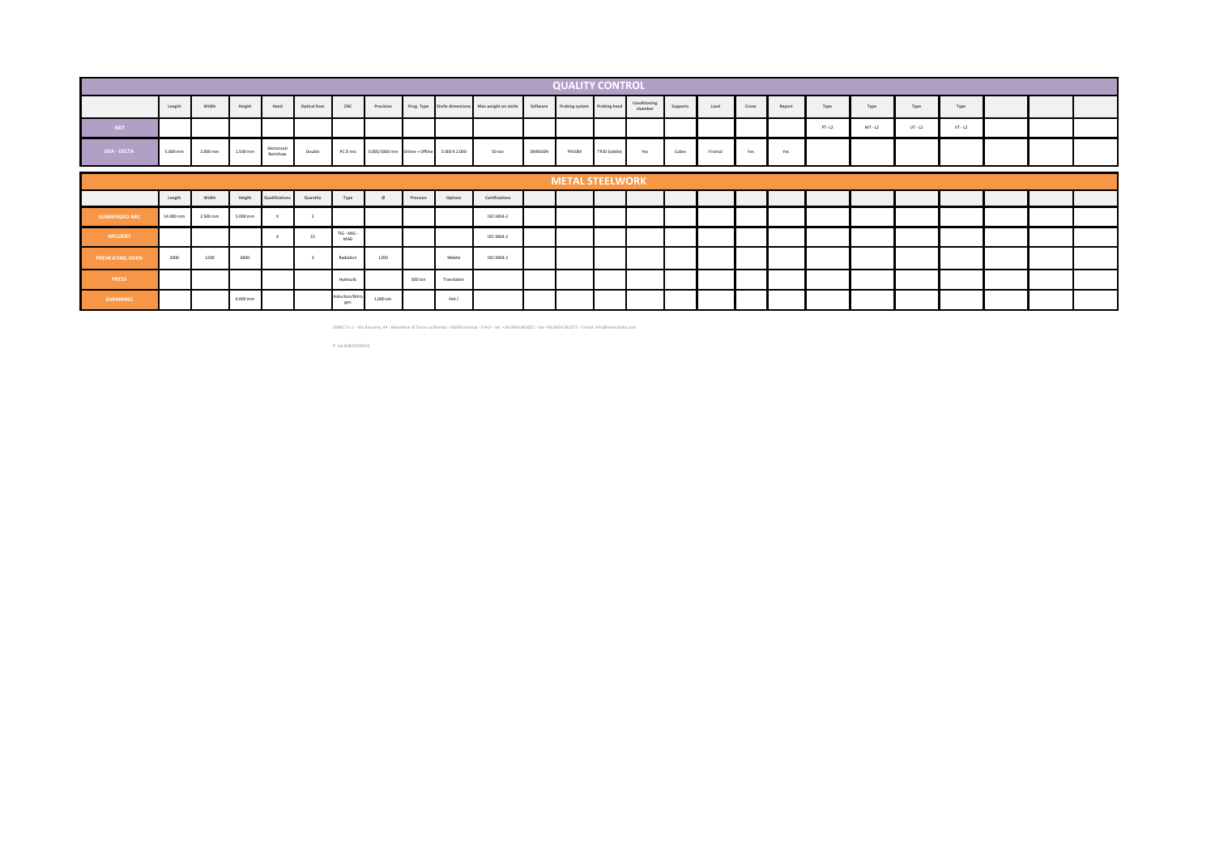## QUALITY CONTROL

| | Lenght | Width | Height | Head | Optical lines | CNC | Precision | Prog. Type | Stolle dimensions | Max weight on stolle | Software | Probing system | Probing head | Conditioning chamber | Supports | Load | Crane | Report | Type | Type | Type | Type | | | |
|---|---|---|---|---|---|---|---|---|---|---|---|---|---|---|---|---|---|---|---|---|---|---|---|---|---|
| NDT | | | | | | | | | | | | | | | | | | | PT - L2 | MT - L2 | UT - L2 | VT - L2 | | | |
| DEA - DELTA | 5.000 mm | 2.000 mm | 1.500 mm | Motorized Renishaw | Double | PC D mis | 0,005/1000 mm | Online + Offline | 5.000 X 2.000 | 50 ton | DMISGEN | PH10M | TP20 (tattile) | Yes | Cubes | Frontal | Yes | Yes | | | | | | | |

## METAL STEELWORK

| | Length | Width | Height | Qualifications | Quantity | Type | Ø | Pressure | Options | Certifications | | | | | | | | | | | | | | | |
|---|---|---|---|---|---|---|---|---|---|---|---|---|---|---|---|---|---|---|---|---|---|---|---|---|---|
| SUBMERGED ARC | 14.000 mm | 2.500 mm | 5.000 mm | X | 2 | | | | | ISO 3834-2 | | | | | | | | | | | | | | | |
| WELDERS | | | | X | 15 | TIG - MIG - MAG | | | | ISO 3834-2 | | | | | | | | | | | | | | | |
| PREHEATING OVEN | 2000 | 1200 | 6000 | | 3 | Radiation | 1200 | | Mobile | ISO 3834-2 | | | | | | | | | | | | | | | |
| PRESS | | | | | | Hydraulic | | 300 ton | Translation | | | | | | | | | | | | | | | | |
| SHRINKING | | | 6.000 mm | | | Induction/Nitrogen | 1,000 est. | | Hot / | | | | | | | | | | | | | | | | |

ISMEC S.r.l - Via Rossano, 44 - Belvedere di Tezze sul Brenta - 36056 Vicenza - ITALY - tel. +39.0424.862021 - fax +39.0424.561077 - E-mail: info@ismecitalia.com

P. iva 01837420242